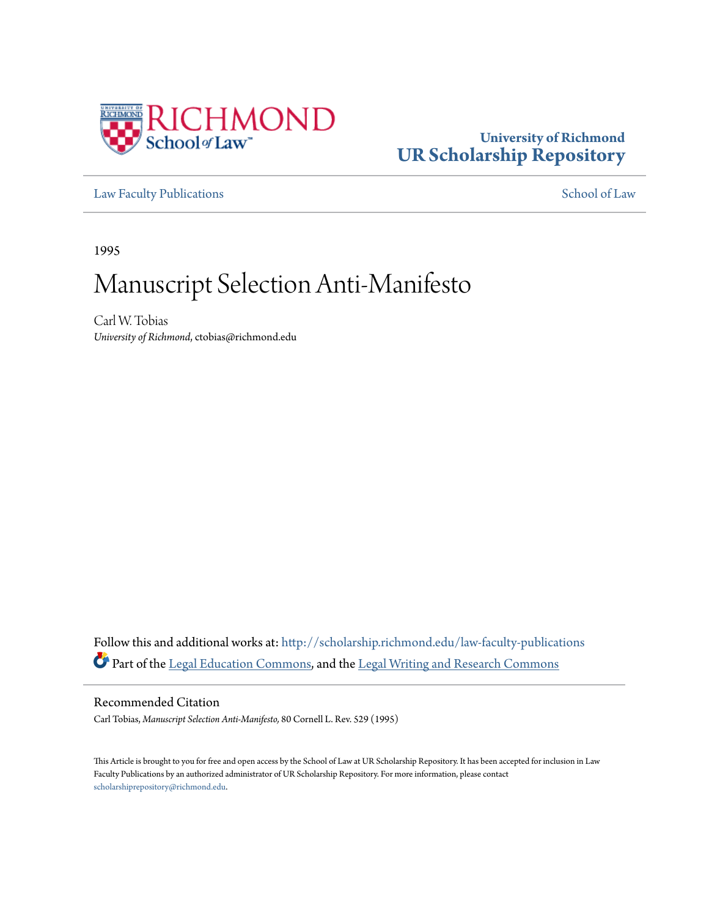University of Richmond
# UR Scholarship Repository

Law Faculty Publications | School of Law

1995

# Manuscript Selection Anti-Manifesto

Carl W. Tobias
*University of Richmond*, ctobias@richmond.edu

Follow this and additional works at: http://scholarship.richmond.edu/law-faculty-publications

Part of the Legal Education Commons, and the Legal Writing and Research Commons

## Recommended Citation

Carl Tobias, *Manuscript Selection Anti-Manifesto,* 80 Cornell L. Rev. 529 (1995)

This Article is brought to you for free and open access by the School of Law at UR Scholarship Repository. It has been accepted for inclusion in Law Faculty Publications by an authorized administrator of UR Scholarship Repository. For more information, please contact scholarshiprepository@richmond.edu.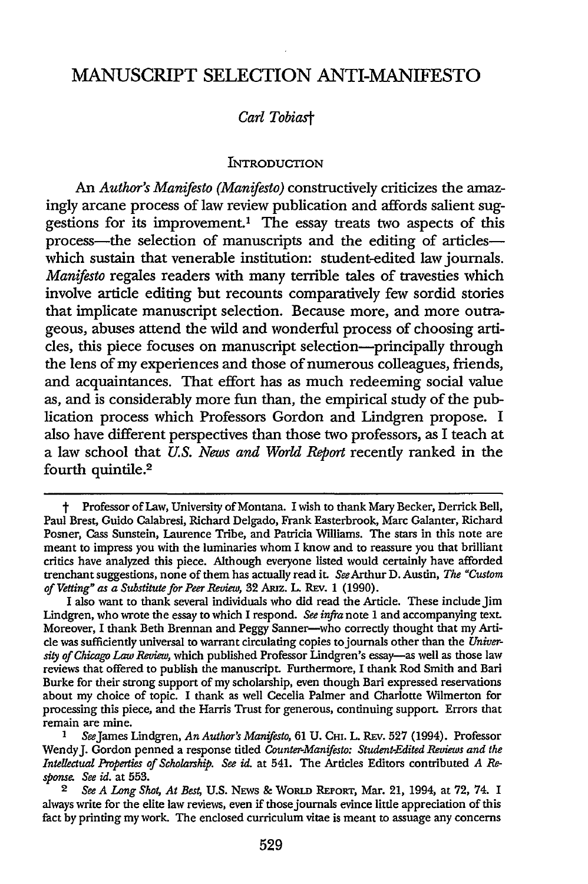# MANUSCRIPT SELECTION ANTI-MANIFESTO

*Carl Tobias*†

## Introduction

An *Author's Manifesto (Manifesto)* constructively criticizes the amazingly arcane process of law review publication and affords salient suggestions for its improvement.[1] The essay treats two aspects of this process—the selection of manuscripts and the editing of articles—which sustain that venerable institution: student-edited law journals. *Manifesto* regales readers with many terrible tales of travesties which involve article editing but recounts comparatively few sordid stories that implicate manuscript selection. Because more, and more outrageous, abuses attend the wild and wonderful process of choosing articles, this piece focuses on manuscript selection—principally through the lens of my experiences and those of numerous colleagues, friends, and acquaintances. That effort has as much redeeming social value as, and is considerably more fun than, the empirical study of the publication process which Professors Gordon and Lindgren propose. I also have different perspectives than those two professors, as I teach at a law school that *U.S. News and World Report* recently ranked in the fourth quintile.[2]

---

† Professor of Law, University of Montana. I wish to thank Mary Becker, Derrick Bell, Paul Brest, Guido Calabresi, Richard Delgado, Frank Easterbrook, Marc Galanter, Richard Posner, Cass Sunstein, Laurence Tribe, and Patricia Williams. The stars in this note are meant to impress you with the luminaries whom I know and to reassure you that brilliant critics have analyzed this piece. Although everyone listed would certainly have afforded trenchant suggestions, none of them has actually read it. *See* Arthur D. Austin, *The "Custom of Vetting" as a Substitute for Peer Review*, 32 Ariz. L. Rev. 1 (1990).

I also want to thank several individuals who did read the Article. These include Jim Lindgren, who wrote the essay to which I respond. *See infra* note 1 and accompanying text. Moreover, I thank Beth Brennan and Peggy Sanner—who correctly thought that my Article was sufficiently universal to warrant circulating copies to journals other than the *University of Chicago Law Review*, which published Professor Lindgren's essay—as well as those law reviews that offered to publish the manuscript. Furthermore, I thank Rod Smith and Bari Burke for their strong support of my scholarship, even though Bari expressed reservations about my choice of topic. I thank as well Cecelia Palmer and Charlotte Wilmerton for processing this piece, and the Harris Trust for generous, continuing support. Errors that remain are mine.

1 *See* James Lindgren, *An Author's Manifesto*, 61 U. Chi. L. Rev. 527 (1994). Professor Wendy J. Gordon penned a response titled *Counter-Manifesto: Student-Edited Reviews and the Intellectual Properties of Scholarship*. *See id.* at 541. The Articles Editors contributed *A Response*. *See id.* at 553.

2 *See A Long Shot, At Best*, U.S. News & World Report, Mar. 21, 1994, at 72, 74. I always write for the elite law reviews, even if those journals evince little appreciation of this fact by printing my work. The enclosed curriculum vitae is meant to assuage any concerns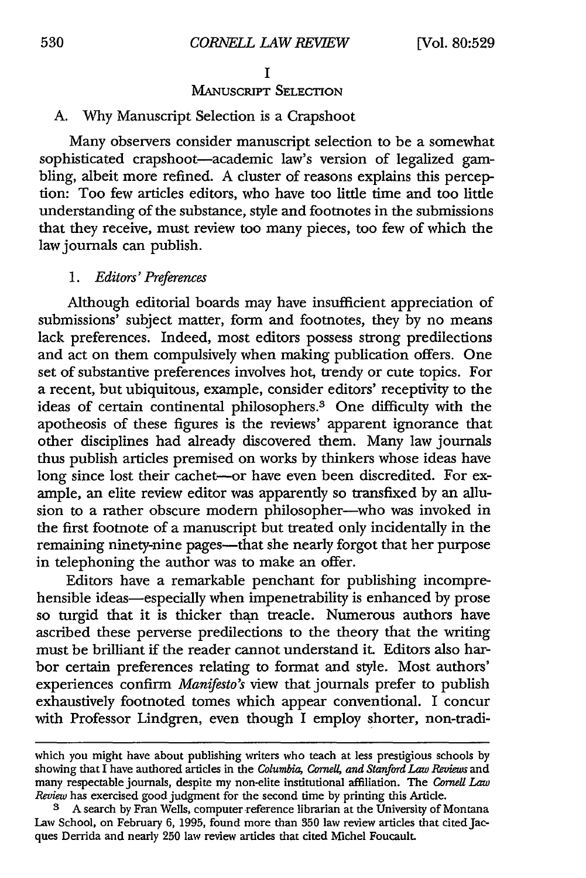# I

## Manuscript Selection

### A. Why Manuscript Selection is a Crapshoot

Many observers consider manuscript selection to be a somewhat sophisticated crapshoot—academic law's version of legalized gambling, albeit more refined. A cluster of reasons explains this perception: Too few articles editors, who have too little time and too little understanding of the substance, style and footnotes in the submissions that they receive, must review too many pieces, too few of which the law journals can publish.

#### 1. *Editors' Preferences*

Although editorial boards may have insufficient appreciation of submissions' subject matter, form and footnotes, they by no means lack preferences. Indeed, most editors possess strong predilections and act on them compulsively when making publication offers. One set of substantive preferences involves hot, trendy or cute topics. For a recent, but ubiquitous, example, consider editors' receptivity to the ideas of certain continental philosophers.[3] One difficulty with the apotheosis of these figures is the reviews' apparent ignorance that other disciplines had already discovered them. Many law journals thus publish articles premised on works by thinkers whose ideas have long since lost their cachet—or have even been discredited. For example, an elite review editor was apparently so transfixed by an allusion to a rather obscure modern philosopher—who was invoked in the first footnote of a manuscript but treated only incidentally in the remaining ninety-nine pages—that she nearly forgot that her purpose in telephoning the author was to make an offer.

Editors have a remarkable penchant for publishing incomprehensible ideas—especially when impenetrability is enhanced by prose so turgid that it is thicker than treacle. Numerous authors have ascribed these perverse predilections to the theory that the writing must be brilliant if the reader cannot understand it. Editors also harbor certain preferences relating to format and style. Most authors' experiences confirm *Manifesto's* view that journals prefer to publish exhaustively footnoted tomes which appear conventional. I concur with Professor Lindgren, even though I employ shorter, non-tradi-

---

which you might have about publishing writers who teach at less prestigious schools by showing that I have authored articles in the *Columbia, Cornell, and Stanford Law Reviews* and many respectable journals, despite my non-elite institutional affiliation. The *Cornell Law Review* has exercised good judgment for the second time by printing this Article.

[3] A search by Fran Wells, computer reference librarian at the University of Montana Law School, on February 6, 1995, found more than 350 law review articles that cited Jacques Derrida and nearly 250 law review articles that cited Michel Foucault.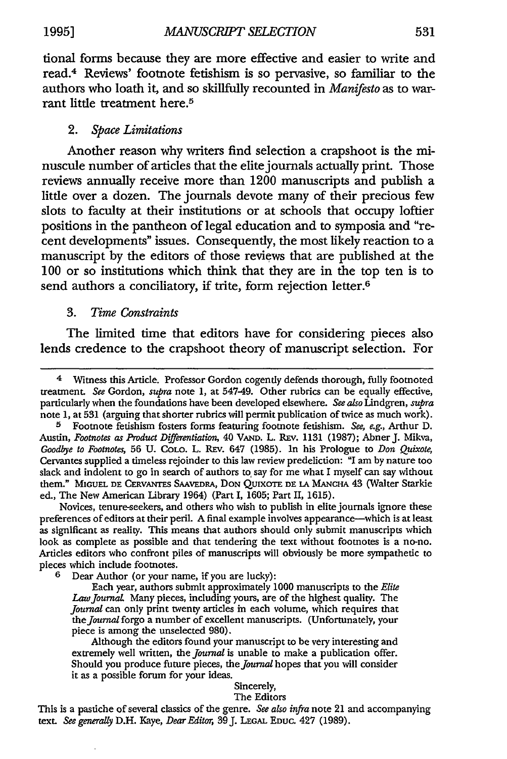tional forms because they are more effective and easier to write and read.[4] Reviews' footnote fetishism is so pervasive, so familiar to the authors who loath it, and so skillfully recounted in *Manifesto* as to warrant little treatment here.[5]

### 2. *Space Limitations*

Another reason why writers find selection a crapshoot is the minuscule number of articles that the elite journals actually print. Those reviews annually receive more than 1200 manuscripts and publish a little over a dozen. The journals devote many of their precious few slots to faculty at their institutions or at schools that occupy loftier positions in the pantheon of legal education and to symposia and "recent developments" issues. Consequently, the most likely reaction to a manuscript by the editors of those reviews that are published at the 100 or so institutions which think that they are in the top ten is to send authors a conciliatory, if trite, form rejection letter.[6]

### 3. *Time Constraints*

The limited time that editors have for considering pieces also lends credence to the crapshoot theory of manuscript selection. For

---

[4] Witness this Article. Professor Gordon cogently defends thorough, fully footnoted treatment. *See* Gordon, *supra* note 1, at 547-49. Other rubrics can be equally effective, particularly when the foundations have been developed elsewhere. *See also* Lindgren, *supra* note 1, at 531 (arguing that shorter rubrics will permit publication of twice as much work).

[5] Footnote fetishism fosters forms featuring footnote fetishism. *See, e.g.*, Arthur D. Austin, *Footnotes as Product Differentiation*, 40 VAND. L. REV. 1131 (1987); Abner J. Mikva, *Goodbye to Footnotes*, 56 U. COLO. L. REV. 647 (1985). In his Prologue to *Don Quixote*, Cervantes supplied a timeless rejoinder to this law review predeliction: "I am by nature too slack and indolent to go in search of authors to say for me what I myself can say without them." MIGUEL DE CERVANTES SAAVEDRA, DON QUIXOTE DE LA MANCHA 43 (Walter Starkie ed., The New American Library 1964) (Part I, 1605; Part II, 1615).

Novices, tenure-seekers, and others who wish to publish in elite journals ignore these preferences of editors at their peril. A final example involves appearance—which is at least as significant as reality. This means that authors should only submit manuscripts which look as complete as possible and that tendering the text without footnotes is a no-no. Articles editors who confront piles of manuscripts will obviously be more sympathetic to pieces which include footnotes.

[6] Dear Author (or your name, if you are lucky):

> Each year, authors submit approximately 1000 manuscripts to the *Elite Law Journal*. Many pieces, including yours, are of the highest quality. The *Journal* can only print twenty articles in each volume, which requires that the *Journal* forgo a number of excellent manuscripts. (Unfortunately, your piece is among the unselected 980).
>
> Although the editors found your manuscript to be very interesting and extremely well written, the *Journal* is unable to make a publication offer. Should you produce future pieces, the *Journal* hopes that you will consider it as a possible forum for your ideas.
>
> Sincerely,
> The Editors

This is a pastiche of several classics of the genre. *See also infra* note 21 and accompanying text. *See generally* D.H. Kaye, *Dear Editor*, 39 J. LEGAL EDUC. 427 (1989).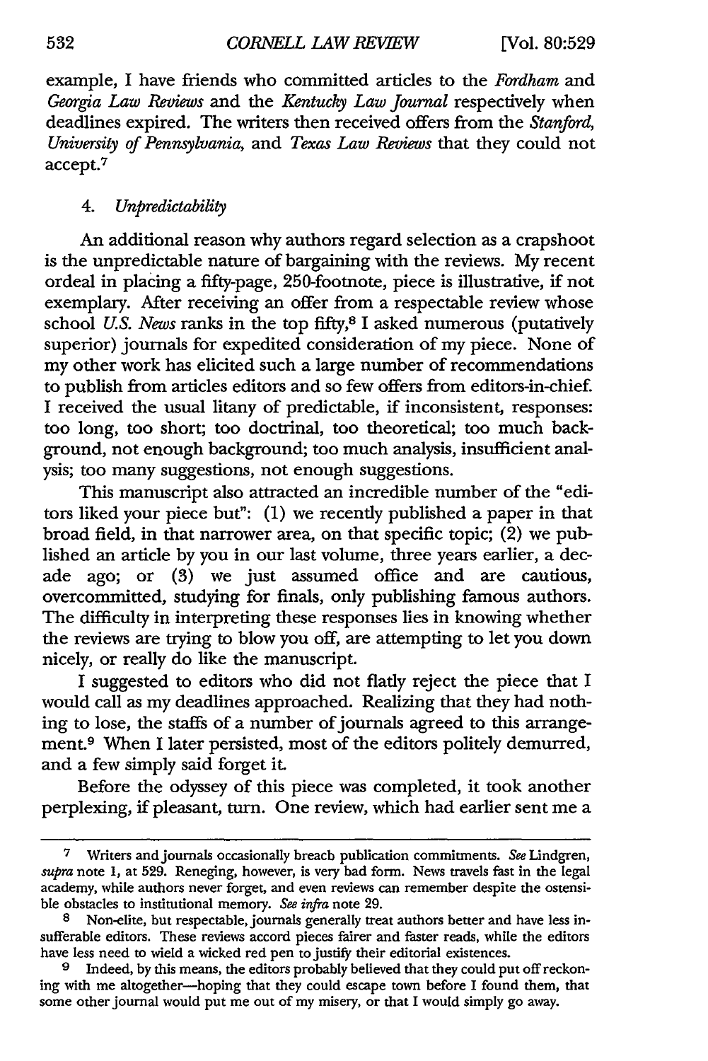example, I have friends who committed articles to the *Fordham* and *Georgia Law Reviews* and the *Kentucky Law Journal* respectively when deadlines expired. The writers then received offers from the *Stanford, University of Pennsylvania,* and *Texas Law Reviews* that they could not accept.[7]

#### 4. *Unpredictability*

An additional reason why authors regard selection as a crapshoot is the unpredictable nature of bargaining with the reviews. My recent ordeal in placing a fifty-page, 250-footnote, piece is illustrative, if not exemplary. After receiving an offer from a respectable review whose school *U.S. News* ranks in the top fifty,[8] I asked numerous (putatively superior) journals for expedited consideration of my piece. None of my other work has elicited such a large number of recommendations to publish from articles editors and so few offers from editors-in-chief. I received the usual litany of predictable, if inconsistent, responses: too long, too short; too doctrinal, too theoretical; too much background, not enough background; too much analysis, insufficient analysis; too many suggestions, not enough suggestions.

This manuscript also attracted an incredible number of the "editors liked your piece but": (1) we recently published a paper in that broad field, in that narrower area, on that specific topic; (2) we published an article by you in our last volume, three years earlier, a decade ago; or (3) we just assumed office and are cautious, overcommitted, studying for finals, only publishing famous authors. The difficulty in interpreting these responses lies in knowing whether the reviews are trying to blow you off, are attempting to let you down nicely, or really do like the manuscript.

I suggested to editors who did not flatly reject the piece that I would call as my deadlines approached. Realizing that they had nothing to lose, the staffs of a number of journals agreed to this arrangement.[9] When I later persisted, most of the editors politely demurred, and a few simply said forget it.

Before the odyssey of this piece was completed, it took another perplexing, if pleasant, turn. One review, which had earlier sent me a

---

[7] Writers and journals occasionally breach publication commitments. *See* Lindgren, *supra* note 1, at 529. Reneging, however, is very bad form. News travels fast in the legal academy, while authors never forget, and even reviews can remember despite the ostensible obstacles to institutional memory. *See infra* note 29.

[8] Non-elite, but respectable, journals generally treat authors better and have less insufferable editors. These reviews accord pieces fairer and faster reads, while the editors have less need to wield a wicked red pen to justify their editorial existences.

[9] Indeed, by this means, the editors probably believed that they could put off reckoning with me altogether—hoping that they could escape town before I found them, that some other journal would put me out of my misery, or that I would simply go away.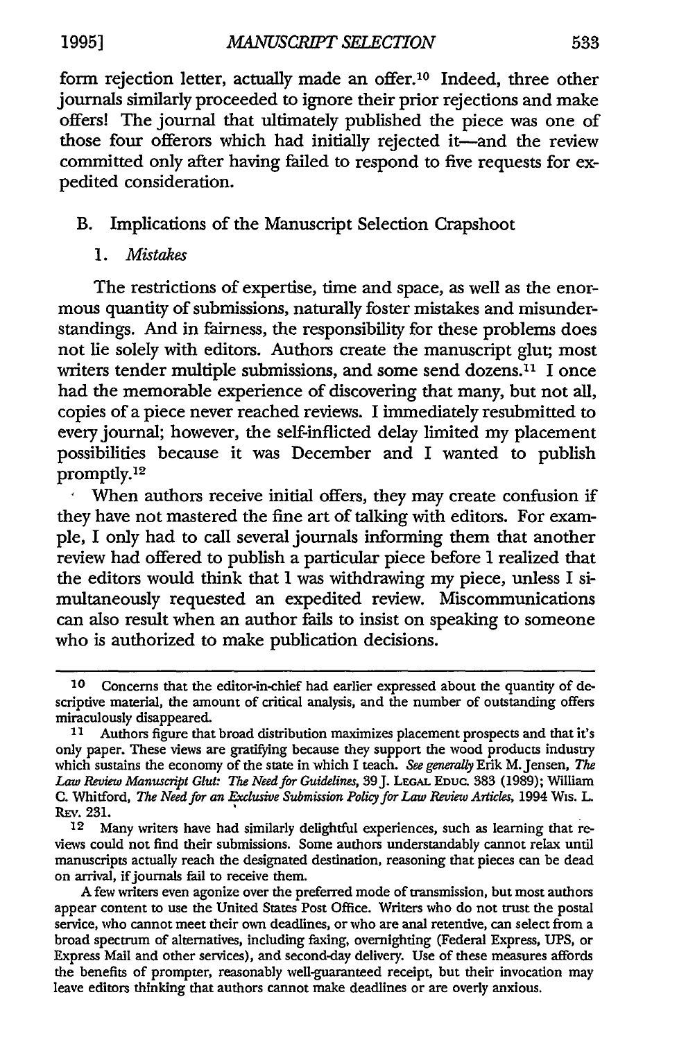form rejection letter, actually made an offer.[10] Indeed, three other journals similarly proceeded to ignore their prior rejections and make offers! The journal that ultimately published the piece was one of those four offerors which had initially rejected it—and the review committed only after having failed to respond to five requests for expedited consideration.

### B. Implications of the Manuscript Selection Crapshoot

#### 1. *Mistakes*

The restrictions of expertise, time and space, as well as the enormous quantity of submissions, naturally foster mistakes and misunderstandings. And in fairness, the responsibility for these problems does not lie solely with editors. Authors create the manuscript glut; most writers tender multiple submissions, and some send dozens.[11] I once had the memorable experience of discovering that many, but not all, copies of a piece never reached reviews. I immediately resubmitted to every journal; however, the self-inflicted delay limited my placement possibilities because it was December and I wanted to publish promptly.[12]

When authors receive initial offers, they may create confusion if they have not mastered the fine art of talking with editors. For example, I only had to call several journals informing them that another review had offered to publish a particular piece before I realized that the editors would think that I was withdrawing my piece, unless I simultaneously requested an expedited review. Miscommunications can also result when an author fails to insist on speaking to someone who is authorized to make publication decisions.

---

10 Concerns that the editor-in-chief had earlier expressed about the quantity of descriptive material, the amount of critical analysis, and the number of outstanding offers miraculously disappeared.

11 Authors figure that broad distribution maximizes placement prospects and that it's only paper. These views are gratifying because they support the wood products industry which sustains the economy of the state in which I teach. *See generally* Erik M. Jensen, *The Law Review Manuscript Glut: The Need for Guidelines*, 39 J. LEGAL EDUC. 383 (1989); William C. Whitford, *The Need for an Exclusive Submission Policy for Law Review Articles*, 1994 WIS. L. REV. 231.

12 Many writers have had similarly delightful experiences, such as learning that reviews could not find their submissions. Some authors understandably cannot relax until manuscripts actually reach the designated destination, reasoning that pieces can be dead on arrival, if journals fail to receive them.

A few writers even agonize over the preferred mode of transmission, but most authors appear content to use the United States Post Office. Writers who do not trust the postal service, who cannot meet their own deadlines, or who are anal retentive, can select from a broad spectrum of alternatives, including faxing, overnighting (Federal Express, UPS, or Express Mail and other services), and second-day delivery. Use of these measures affords the benefits of prompter, reasonably well-guaranteed receipt, but their invocation may leave editors thinking that authors cannot make deadlines or are overly anxious.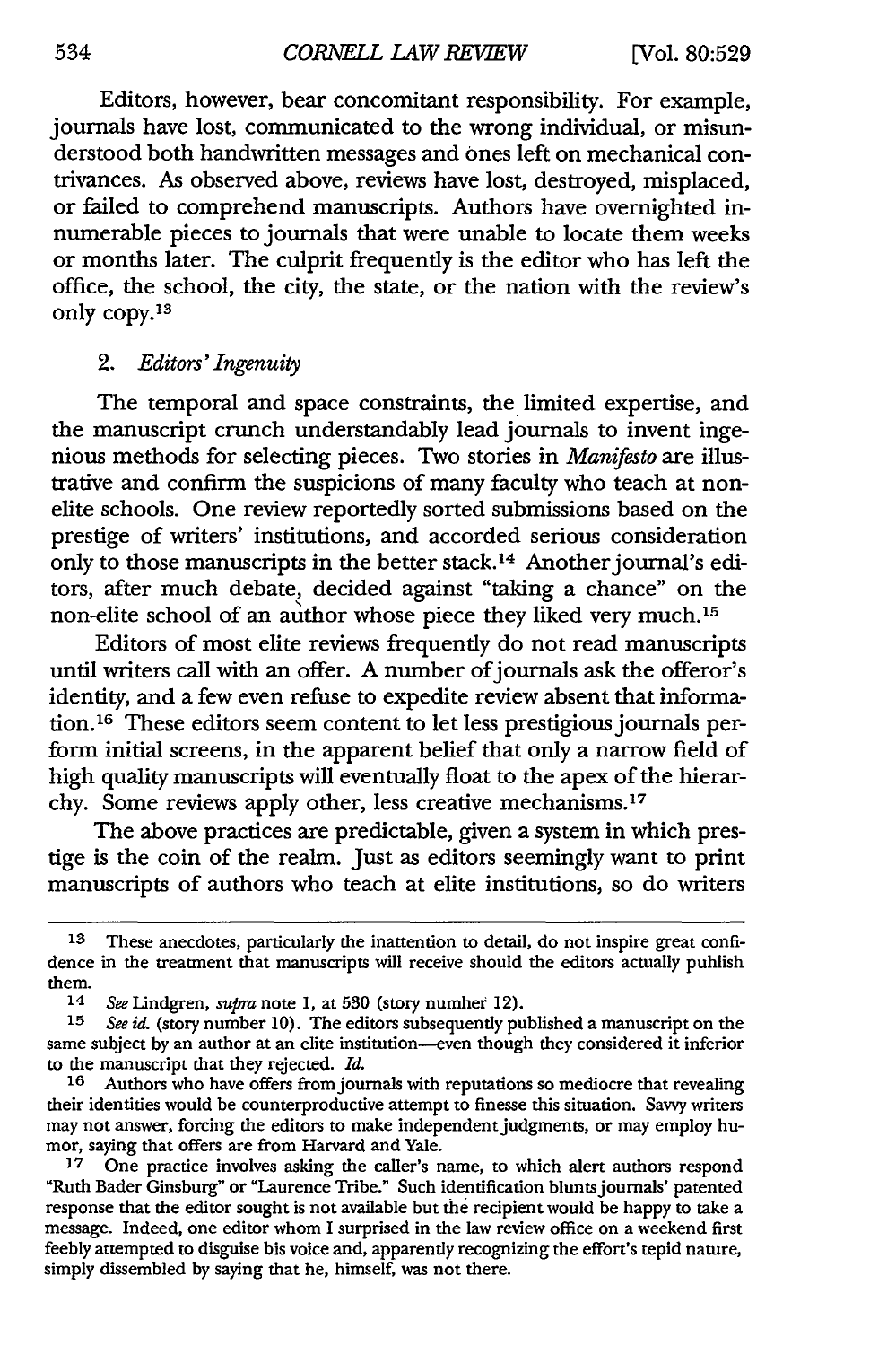Editors, however, bear concomitant responsibility. For example, journals have lost, communicated to the wrong individual, or misunderstood both handwritten messages and ones left on mechanical contrivances. As observed above, reviews have lost, destroyed, misplaced, or failed to comprehend manuscripts. Authors have overnighted innumerable pieces to journals that were unable to locate them weeks or months later. The culprit frequently is the editor who has left the office, the school, the city, the state, or the nation with the review's only copy.[13]

### 2. *Editors' Ingenuity*

The temporal and space constraints, the limited expertise, and the manuscript crunch understandably lead journals to invent ingenious methods for selecting pieces. Two stories in *Manifesto* are illustrative and confirm the suspicions of many faculty who teach at non-elite schools. One review reportedly sorted submissions based on the prestige of writers' institutions, and accorded serious consideration only to those manuscripts in the better stack.[14] Another journal's editors, after much debate, decided against "taking a chance" on the non-elite school of an author whose piece they liked very much.[15]

Editors of most elite reviews frequently do not read manuscripts until writers call with an offer. A number of journals ask the offeror's identity, and a few even refuse to expedite review absent that information.[16] These editors seem content to let less prestigious journals perform initial screens, in the apparent belief that only a narrow field of high quality manuscripts will eventually float to the apex of the hierarchy. Some reviews apply other, less creative mechanisms.[17]

The above practices are predictable, given a system in which prestige is the coin of the realm. Just as editors seemingly want to print manuscripts of authors who teach at elite institutions, so do writers

---

[13] These anecdotes, particularly the inattention to detail, do not inspire great confidence in the treatment that manuscripts will receive should the editors actually publish them.

[14] *See* Lindgren, *supra* note 1, at 530 (story number 12).

[15] *See id.* (story number 10). The editors subsequently published a manuscript on the same subject by an author at an elite institution—even though they considered it inferior to the manuscript that they rejected. *Id.*

[16] Authors who have offers from journals with reputations so mediocre that revealing their identities would be counterproductive attempt to finesse this situation. Savvy writers may not answer, forcing the editors to make independent judgments, or may employ humor, saying that offers are from Harvard and Yale.

[17] One practice involves asking the caller's name, to which alert authors respond "Ruth Bader Ginsburg" or "Laurence Tribe." Such identification blunts journals' patented response that the editor sought is not available but the recipient would be happy to take a message. Indeed, one editor whom I surprised in the law review office on a weekend first feebly attempted to disguise his voice and, apparently recognizing the effort's tepid nature, simply dissembled by saying that he, himself, was not there.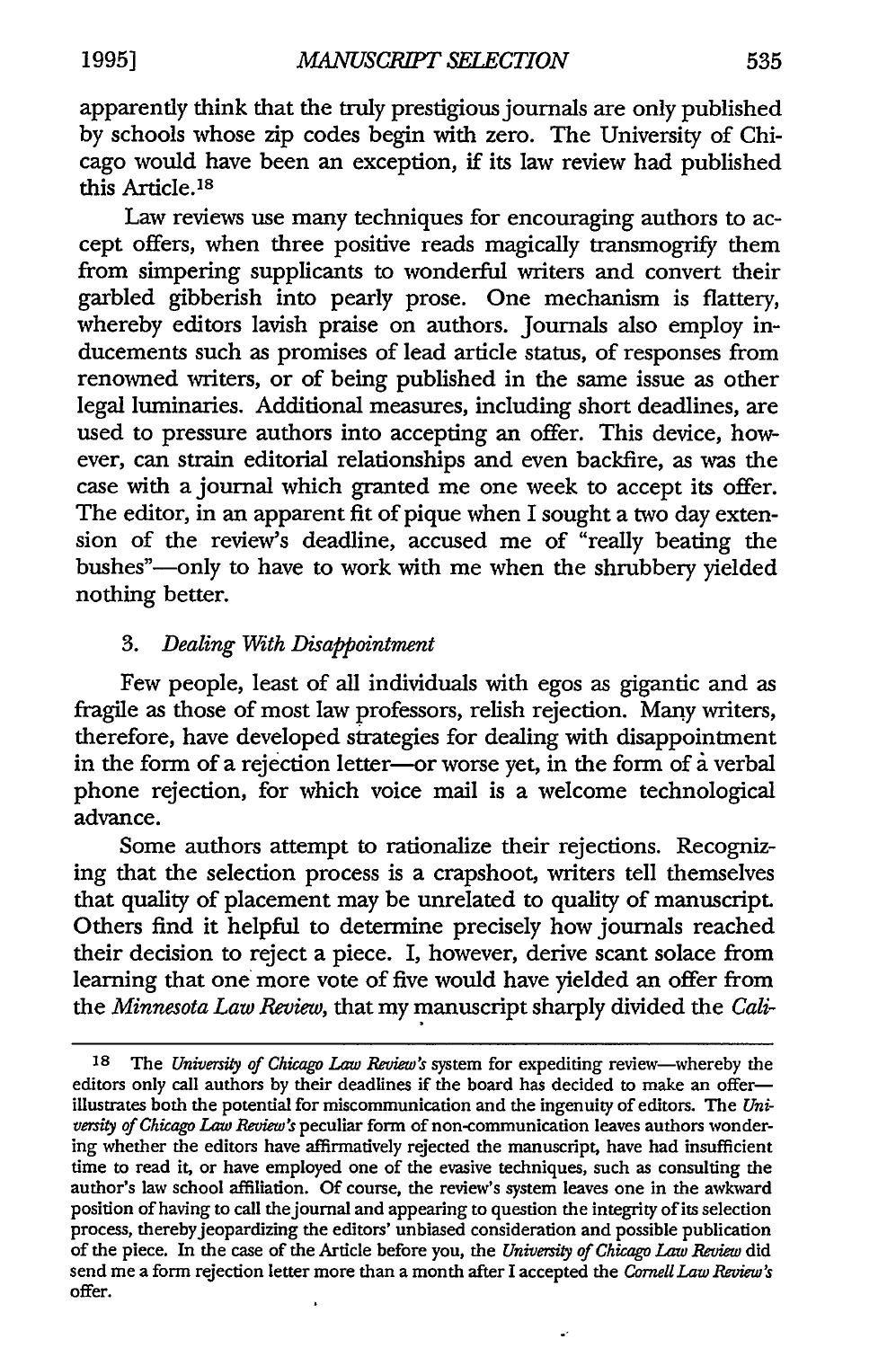apparently think that the truly prestigious journals are only published by schools whose zip codes begin with zero. The University of Chicago would have been an exception, if its law review had published this Article.[18]

Law reviews use many techniques for encouraging authors to accept offers, when three positive reads magically transmogrify them from simpering supplicants to wonderful writers and convert their garbled gibberish into pearly prose. One mechanism is flattery, whereby editors lavish praise on authors. Journals also employ inducements such as promises of lead article status, of responses from renowned writers, or of being published in the same issue as other legal luminaries. Additional measures, including short deadlines, are used to pressure authors into accepting an offer. This device, however, can strain editorial relationships and even backfire, as was the case with a journal which granted me one week to accept its offer. The editor, in an apparent fit of pique when I sought a two day extension of the review's deadline, accused me of "really beating the bushes"—only to have to work with me when the shrubbery yielded nothing better.

### 3. *Dealing With Disappointment*

Few people, least of all individuals with egos as gigantic and as fragile as those of most law professors, relish rejection. Many writers, therefore, have developed strategies for dealing with disappointment in the form of a rejection letter—or worse yet, in the form of a verbal phone rejection, for which voice mail is a welcome technological advance.

Some authors attempt to rationalize their rejections. Recognizing that the selection process is a crapshoot, writers tell themselves that quality of placement may be unrelated to quality of manuscript. Others find it helpful to determine precisely how journals reached their decision to reject a piece. I, however, derive scant solace from learning that one more vote of five would have yielded an offer from the *Minnesota Law Review*, that my manuscript sharply divided the *Cali-*

---

[18] The *University of Chicago Law Review's* system for expediting review—whereby the editors only call authors by their deadlines if the board has decided to make an offer—illustrates both the potential for miscommunication and the ingenuity of editors. The *University of Chicago Law Review's* peculiar form of non-communication leaves authors wondering whether the editors have affirmatively rejected the manuscript, have had insufficient time to read it, or have employed one of the evasive techniques, such as consulting the author's law school affiliation. Of course, the review's system leaves one in the awkward position of having to call the journal and appearing to question the integrity of its selection process, thereby jeopardizing the editors' unbiased consideration and possible publication of the piece. In the case of the Article before you, the *University of Chicago Law Review* did send me a form rejection letter more than a month after I accepted the *Cornell Law Review's* offer.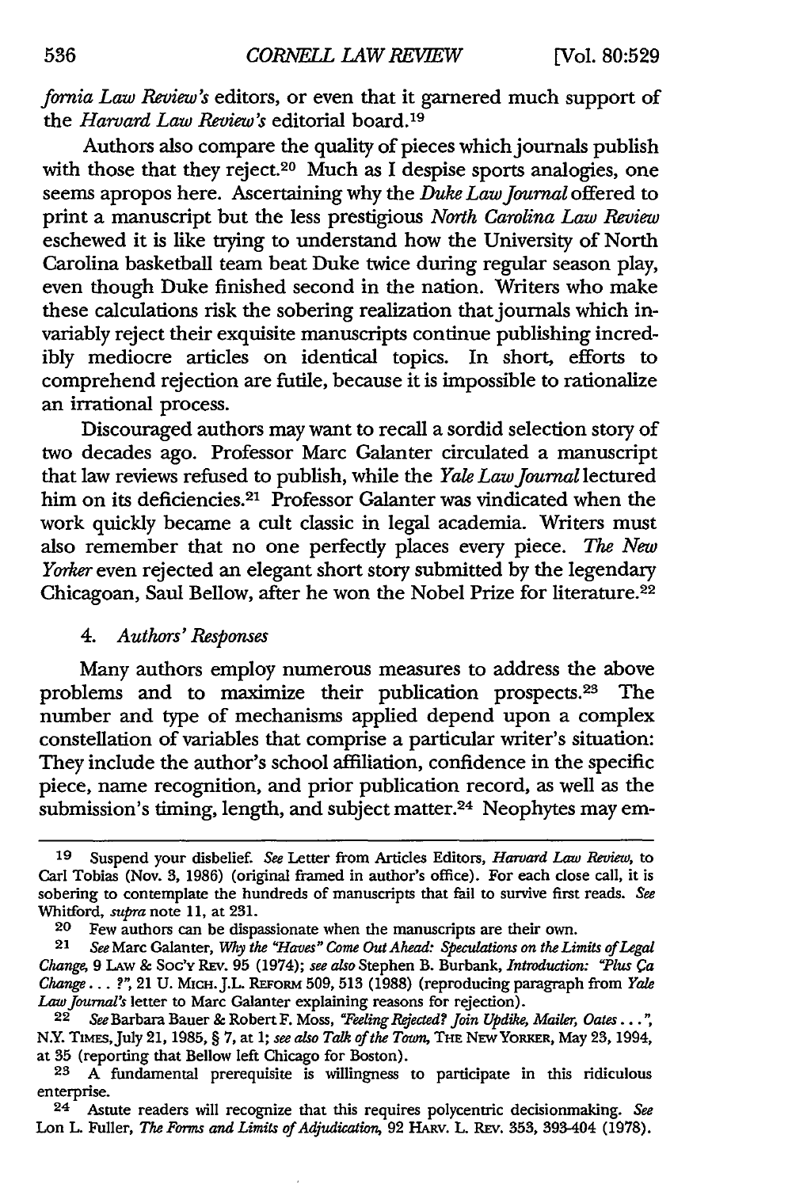*fornia Law Review's* editors, or even that it garnered much support of the *Harvard Law Review's* editorial board.[19]

Authors also compare the quality of pieces which journals publish with those that they reject.[20] Much as I despise sports analogies, one seems apropos here. Ascertaining why the *Duke Law Journal* offered to print a manuscript but the less prestigious *North Carolina Law Review* eschewed it is like trying to understand how the University of North Carolina basketball team beat Duke twice during regular season play, even though Duke finished second in the nation. Writers who make these calculations risk the sobering realization that journals which invariably reject their exquisite manuscripts continue publishing incredibly mediocre articles on identical topics. In short, efforts to comprehend rejection are futile, because it is impossible to rationalize an irrational process.

Discouraged authors may want to recall a sordid selection story of two decades ago. Professor Marc Galanter circulated a manuscript that law reviews refused to publish, while the *Yale Law Journal* lectured him on its deficiencies.[21] Professor Galanter was vindicated when the work quickly became a cult classic in legal academia. Writers must also remember that no one perfectly places every piece. *The New Yorker* even rejected an elegant short story submitted by the legendary Chicagoan, Saul Bellow, after he won the Nobel Prize for literature.[22]

#### 4. *Authors' Responses*

Many authors employ numerous measures to address the above problems and to maximize their publication prospects.[23] The number and type of mechanisms applied depend upon a complex constellation of variables that comprise a particular writer's situation: They include the author's school affiliation, confidence in the specific piece, name recognition, and prior publication record, as well as the submission's timing, length, and subject matter.[24] Neophytes may em-

---

[19] Suspend your disbelief. *See* Letter from Articles Editors, *Harvard Law Review*, to Carl Tobias (Nov. 3, 1986) (original framed in author's office). For each close call, it is sobering to contemplate the hundreds of manuscripts that fail to survive first reads. *See* Whitford, *supra* note 11, at 231.

[20] Few authors can be dispassionate when the manuscripts are their own.

[21] *See* Marc Galanter, *Why the "Haves" Come Out Ahead: Speculations on the Limits of Legal Change*, 9 LAW & SOC'Y REV. 95 (1974); *see also* Stephen B. Burbank, *Introduction: "Plus Ça Change . . . ?"*, 21 U. MICH. J.L. REFORM 509, 513 (1988) (reproducing paragraph from *Yale Law Journal's* letter to Marc Galanter explaining reasons for rejection).

[22] *See* Barbara Bauer & Robert F. Moss, *"Feeling Rejected? Join Updike, Mailer, Oates . . ."*, N.Y. TIMES, July 21, 1985, § 7, at 1; *see also Talk of the Town*, THE NEW YORKER, May 23, 1994, at 35 (reporting that Bellow left Chicago for Boston).

[23] A fundamental prerequisite is willingness to participate in this ridiculous enterprise.

[24] Astute readers will recognize that this requires polycentric decisionmaking. *See* Lon L. Fuller, *The Forms and Limits of Adjudication*, 92 HARV. L. REV. 353, 393-404 (1978).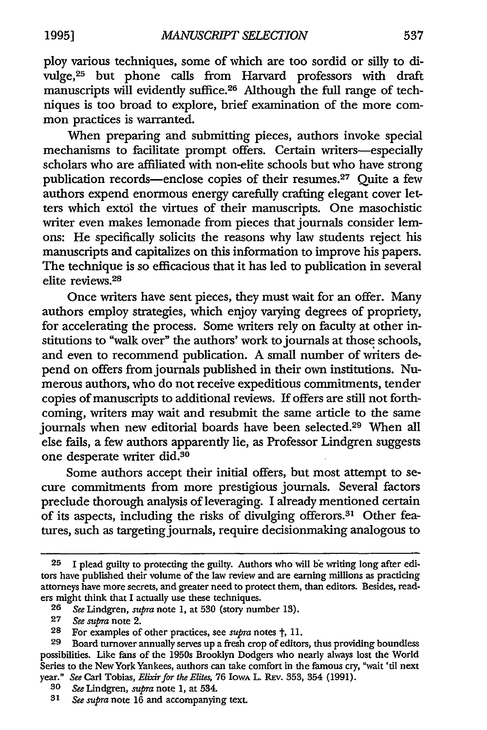ploy various techniques, some of which are too sordid or silly to divulge,[25] but phone calls from Harvard professors with draft manuscripts will evidently suffice.[26] Although the full range of techniques is too broad to explore, brief examination of the more common practices is warranted.

When preparing and submitting pieces, authors invoke special mechanisms to facilitate prompt offers. Certain writers—especially scholars who are affiliated with non-elite schools but who have strong publication records—enclose copies of their resumes.[27] Quite a few authors expend enormous energy carefully crafting elegant cover letters which extol the virtues of their manuscripts. One masochistic writer even makes lemonade from pieces that journals consider lemons: He specifically solicits the reasons why law students reject his manuscripts and capitalizes on this information to improve his papers. The technique is so efficacious that it has led to publication in several elite reviews.[28]

Once writers have sent pieces, they must wait for an offer. Many authors employ strategies, which enjoy varying degrees of propriety, for accelerating the process. Some writers rely on faculty at other institutions to "walk over" the authors' work to journals at those schools, and even to recommend publication. A small number of writers depend on offers from journals published in their own institutions. Numerous authors, who do not receive expeditious commitments, tender copies of manuscripts to additional reviews. If offers are still not forthcoming, writers may wait and resubmit the same article to the same journals when new editorial boards have been selected.[29] When all else fails, a few authors apparently lie, as Professor Lindgren suggests one desperate writer did.[30]

Some authors accept their initial offers, but most attempt to secure commitments from more prestigious journals. Several factors preclude thorough analysis of leveraging. I already mentioned certain of its aspects, including the risks of divulging offerors.[31] Other features, such as targeting journals, require decisionmaking analogous to

---

[25] I plead guilty to protecting the guilty. Authors who will be writing long after editors have published their volume of the law review and are earning millions as practicing attorneys have more secrets, and greater need to protect them, than editors. Besides, readers might think that I actually use these techniques.

[26] *See* Lindgren, *supra* note 1, at 530 (story number 13).

[27] *See supra* note 2.

[28] For examples of other practices, see *supra* notes †, 11.

[29] Board turnover annually serves up a fresh crop of editors, thus providing boundless possibilities. Like fans of the 1950s Brooklyn Dodgers who nearly always lost the World Series to the New York Yankees, authors can take comfort in the famous cry, "wait 'til next year." *See* Carl Tobias, *Elixir for the Elites*, 76 IOWA L. REV. 353, 354 (1991).

[30] *See* Lindgren, *supra* note 1, at 534.

[31] *See supra* note 16 and accompanying text.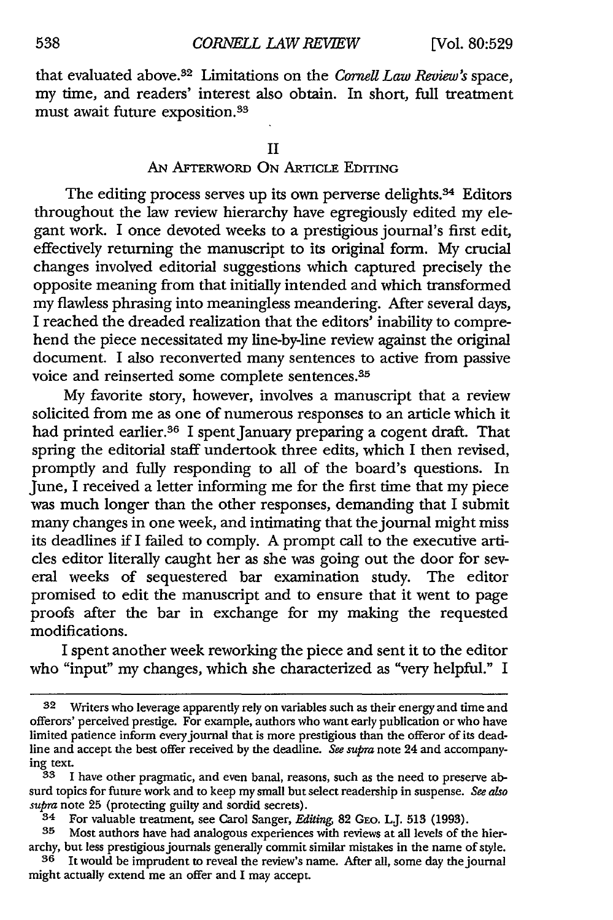that evaluated above.[32] Limitations on the *Cornell Law Review's* space, my time, and readers' interest also obtain. In short, full treatment must await future exposition.[33]

## II
## An Afterword On Article Editing

The editing process serves up its own perverse delights.[34] Editors throughout the law review hierarchy have egregiously edited my elegant work. I once devoted weeks to a prestigious journal's first edit, effectively returning the manuscript to its original form. My crucial changes involved editorial suggestions which captured precisely the opposite meaning from that initially intended and which transformed my flawless phrasing into meaningless meandering. After several days, I reached the dreaded realization that the editors' inability to comprehend the piece necessitated my line-by-line review against the original document. I also reconverted many sentences to active from passive voice and reinserted some complete sentences.[35]

My favorite story, however, involves a manuscript that a review solicited from me as one of numerous responses to an article which it had printed earlier.[36] I spent January preparing a cogent draft. That spring the editorial staff undertook three edits, which I then revised, promptly and fully responding to all of the board's questions. In June, I received a letter informing me for the first time that my piece was much longer than the other responses, demanding that I submit many changes in one week, and intimating that the journal might miss its deadlines if I failed to comply. A prompt call to the executive articles editor literally caught her as she was going out the door for several weeks of sequestered bar examination study. The editor promised to edit the manuscript and to ensure that it went to page proofs after the bar in exchange for my making the requested modifications.

I spent another week reworking the piece and sent it to the editor who "input" my changes, which she characterized as "very helpful." I

---

[32] Writers who leverage apparently rely on variables such as their energy and time and offerors' perceived prestige. For example, authors who want early publication or who have limited patience inform every journal that is more prestigious than the offeror of its deadline and accept the best offer received by the deadline. *See supra* note 24 and accompanying text.

[33] I have other pragmatic, and even banal, reasons, such as the need to preserve absurd topics for future work and to keep my small but select readership in suspense. *See also supra* note 25 (protecting guilty and sordid secrets).

[34] For valuable treatment, see Carol Sanger, *Editing*, 82 Geo. L.J. 513 (1993).

[35] Most authors have had analogous experiences with reviews at all levels of the hierarchy, but less prestigious journals generally commit similar mistakes in the name of style.

[36] It would be imprudent to reveal the review's name. After all, some day the journal might actually extend me an offer and I may accept.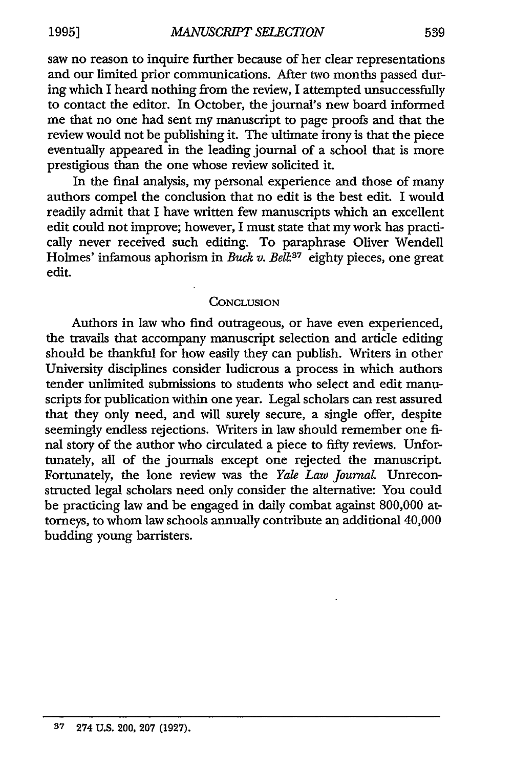saw no reason to inquire further because of her clear representations and our limited prior communications. After two months passed during which I heard nothing from the review, I attempted unsuccessfully to contact the editor. In October, the journal's new board informed me that no one had sent my manuscript to page proofs and that the review would not be publishing it. The ultimate irony is that the piece eventually appeared in the leading journal of a school that is more prestigious than the one whose review solicited it.

In the final analysis, my personal experience and those of many authors compel the conclusion that no edit is the best edit. I would readily admit that I have written few manuscripts which an excellent edit could not improve; however, I must state that my work has practically never received such editing. To paraphrase Oliver Wendell Holmes' infamous aphorism in *Buck v. Bell*:[37] eighty pieces, one great edit.

## CONCLUSION

Authors in law who find outrageous, or have even experienced, the travails that accompany manuscript selection and article editing should be thankful for how easily they can publish. Writers in other University disciplines consider ludicrous a process in which authors tender unlimited submissions to students who select and edit manuscripts for publication within one year. Legal scholars can rest assured that they only need, and will surely secure, a single offer, despite seemingly endless rejections. Writers in law should remember one final story of the author who circulated a piece to fifty reviews. Unfortunately, all of the journals except one rejected the manuscript. Fortunately, the lone review was the *Yale Law Journal*. Unreconstructed legal scholars need only consider the alternative: You could be practicing law and be engaged in daily combat against 800,000 attorneys, to whom law schools annually contribute an additional 40,000 budding young barristers.

---

[37] 274 U.S. 200, 207 (1927).